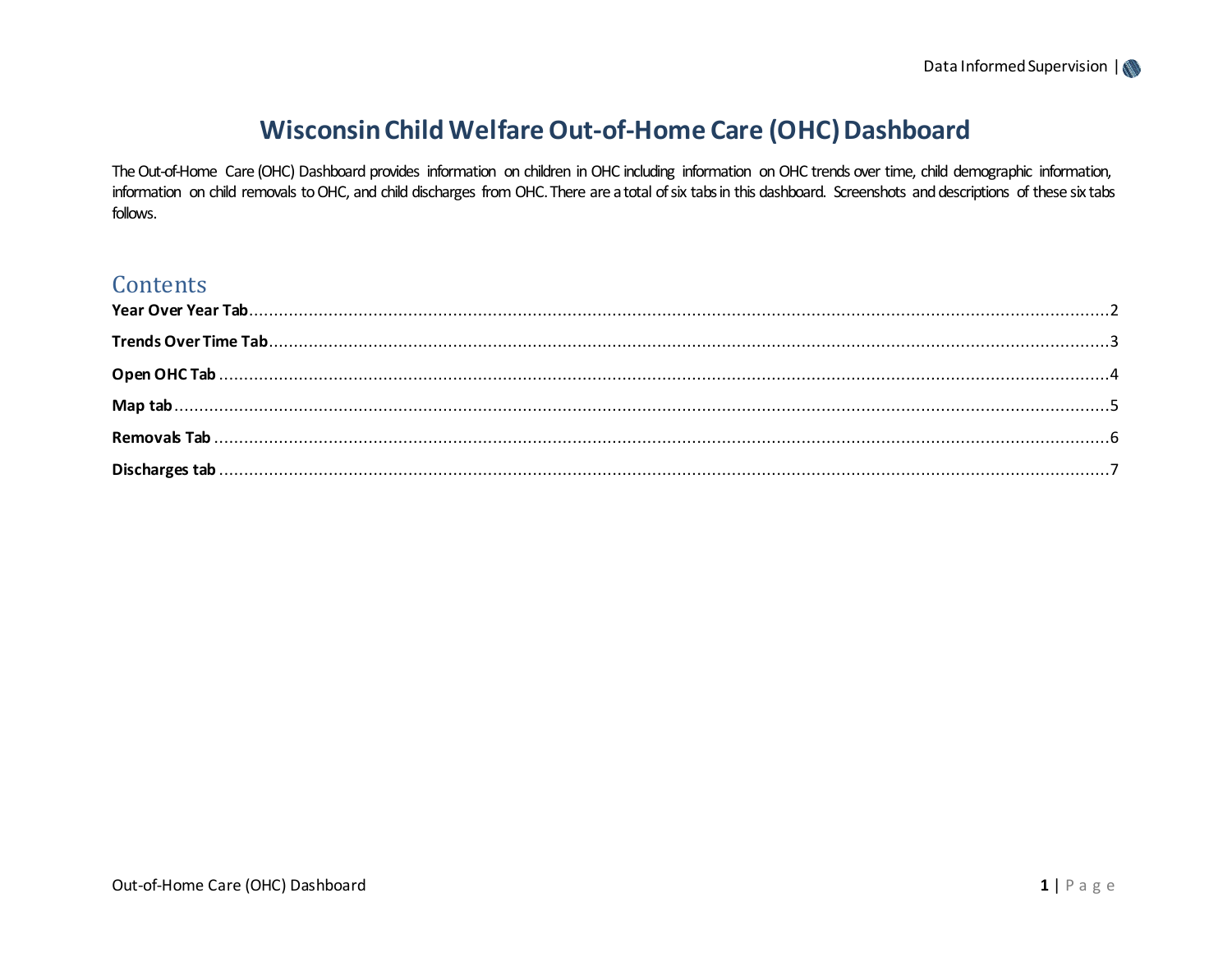# Wisconsin Child Welfare Out-of-Home Care (OHC) Dashboard

The Out-of-Home Care (OHC) Dashboard provides information on children in OHC including information on OHC trends over time, child demographic information, information on child removals to OHC, and child discharges from OHC. There are a total of six tabs in this dashboard. Screenshots and descriptions of these six tabs follows.

## Contents

**Year Over Year Tab**........................................................................2

**Trends Over Time Tab**....................................................................3

**Open OHC Tab**...............................................................................4

**Map tab**.........................................................................................5

**Removals Tab**.................................................................................6

**Discharges tab**...............................................................................7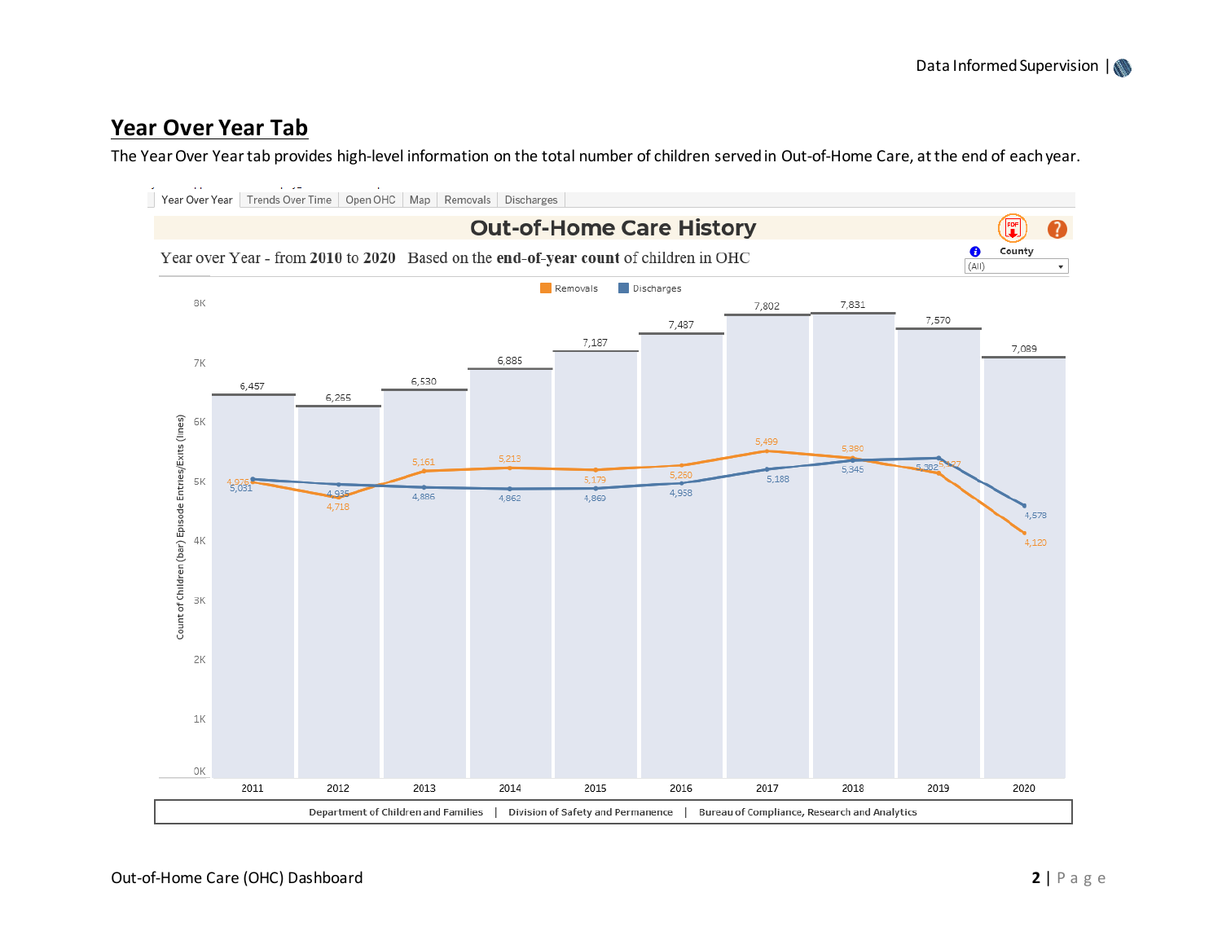## Year Over Year Tab

The Year Over Year tab provides high-level information on the total number of children served in Out-of-Home Care, at the end of each year.

Year Over Year | Trends Over Time | Open OHC | Map | Removals | Discharges

**Out-of-Home Care History**

Year over Year - from **2010** to **2020** Based on the **end-of-year count** of children in OHC

County: (All)

Removals / Discharges

| Year | Count of Children (bar) | Removals | Discharges |
|---|---|---|---|
| 2011 | 6,457 | 4,976 | 5,031 |
| 2012 | 6,255 | 4,718 | 4,935 |
| 2013 | 6,530 | 5,161 | 4,886 |
| 2014 | 6,885 | 5,213 | 4,862 |
| 2015 | 7,187 | 5,179 | 4,869 |
| 2016 | 7,487 | 5,260 | 4,958 |
| 2017 | 7,802 | 5,499 | 5,188 |
| 2018 | 7,831 | 5,380 | 5,345 |
| 2019 | 7,570 | 5,302 | 5,427 |
| 2020 | 7,089 | 4,120 | 4,578 |

Count of Children (bar) Episode Entries/Exits (lines)

Department of Children and Families | Division of Safety and Permanence | Bureau of Compliance, Research and Analytics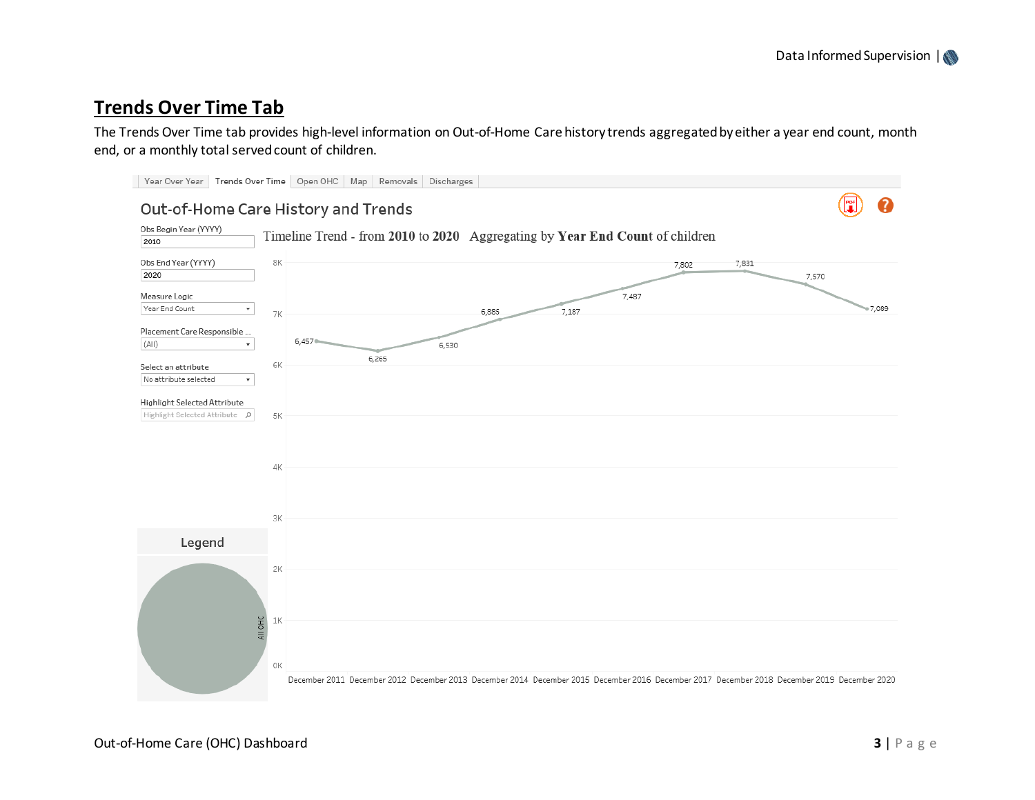## Trends Over Time Tab

The Trends Over Time tab provides high-level information on Out-of-Home Care history trends aggregated by either a year end count, month end, or a monthly total served count of children.

Year Over Year | Trends Over Time | Open OHC | Map | Removals | Discharges

Out-of-Home Care History and Trends

Obs Begin Year (YYYY): 2010

Obs End Year (YYYY): 2020

Measure Logic: Year End Count

Placement Care Responsible ...: (All)

Select an attribute: No attribute selected

Highlight Selected Attribute: Highlight Selected Attribute

Timeline Trend - from **2010** to **2020** Aggregating by **Year End Count** of children

| Month | Count |
|---|---|
| December 2011 | 6,457 |
| December 2012 | 6,265 |
| December 2013 | 6,530 |
| December 2014 | 6,885 |
| December 2015 | 7,187 |
| December 2016 | 7,487 |
| December 2017 | 7,802 |
| December 2018 | 7,831 |
| December 2019 | 7,570 |
| December 2020 | 7,089 |

Legend: All OHC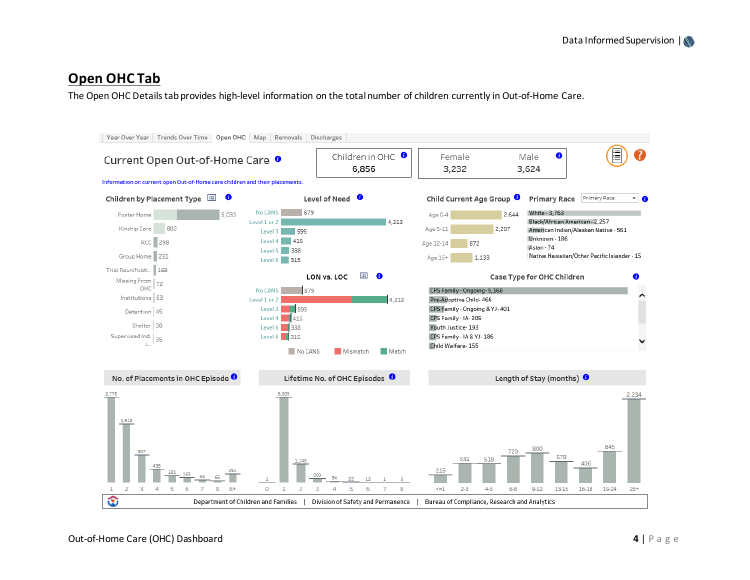## Open OHC Tab

The Open OHC Details tab provides high-level information on the total number of children currently in Out-of-Home Care.

Year Over Year | Trends Over Time | Open OHC | Map | Removals | Discharges

### Current Open Out-of-Home Care

Information on current open Out-of-Home care children and their placements.

| Children in OHC | Female | Male |
|---|---|---|
| 6,856 | 3,232 | 3,624 |

**Children by Placement Type**

| Placement Type | Count |
|---|---|
| Foster Home | 5,033 |
| Kinship Care | 883 |
| RCC | 298 |
| Group Home | 231 |
| Trial Reunificati.. | 168 |
| Missing From OHC | 72 |
| Institutions | 53 |
| Detention | 45 |
| Shelter | 38 |
| Supervised Ind. L.. | 35 |

**Level of Need**

| Level | Count |
|---|---|
| No CANS | 879 |
| Level 1 or 2 | 4,313 |
| Level 3 | 595 |
| Level 4 | 416 |
| Level 5 | 338 |
| Level 6 | 315 |

**LON vs. LOC**

| Level | Count |
|---|---|
| No CANS | 879 |
| Level 1 or 2 | 4,313 |
| Level 3 | 595 |
| Level 4 | 416 |
| Level 5 | 338 |
| Level 6 | 315 |

No CANS | Mismatch | Match

**Child Current Age Group**

| Age Group | Count |
|---|---|
| Age 0-4 | 2,644 |
| Age 5-11 | 2,207 |
| Age 12-14 | 872 |
| Age 15+ | 1,133 |

**Primary Race**

- White - 3,763
- Black/African American - 2,257
- American Indian/Alaskan Native - 561
- Unknown - 186
- Asian - 74
- Native Hawaiian/Other Pacific Islander - 15

**Case Type for OHC Children**

- CPS Family - Ongoing - 5,168
- Pre-Adoptive Child - 466
- CPS Family - Ongoing & YJ - 401
- CPS Family - IA - 205
- Youth Justice - 193
- CPS Family - IA & YJ - 186
- Child Welfare - 155

**No. of Placements in OHC Episode**

| Placements | 1 | 2 | 3 | 4 | 5 | 6 | 7 | 8 | 8+ |
|---|---|---|---|---|---|---|---|---|---|
| Count | 2,778 | 1,912 | 907 | 438 | 221 | 163 | 83 | 63 | 291 |

**Lifetime No. of OHC Episodes**

| Episodes | 0 | 1 | 2 | 3 | 4 | 5 | 6 | 7 | 8 |
|---|---|---|---|---|---|---|---|---|---|
| Count | 1 | 5,305 | 1,145 | 269 | 94 | 22 | 12 | 1 | 3 |

**Length of Stay (months)**

| Months | <=1 | 2-3 | 4-5 | 6-8 | 9-12 | 13-15 | 16-18 | 19-24 | 25+ |
|---|---|---|---|---|---|---|---|---|---|
| Count | 215 | 531 | 518 | 729 | 800 | 578 | 406 | 845 | 2,234 |

Department of Children and Families | Division of Safety and Permanence | Bureau of Compliance, Research and Analytics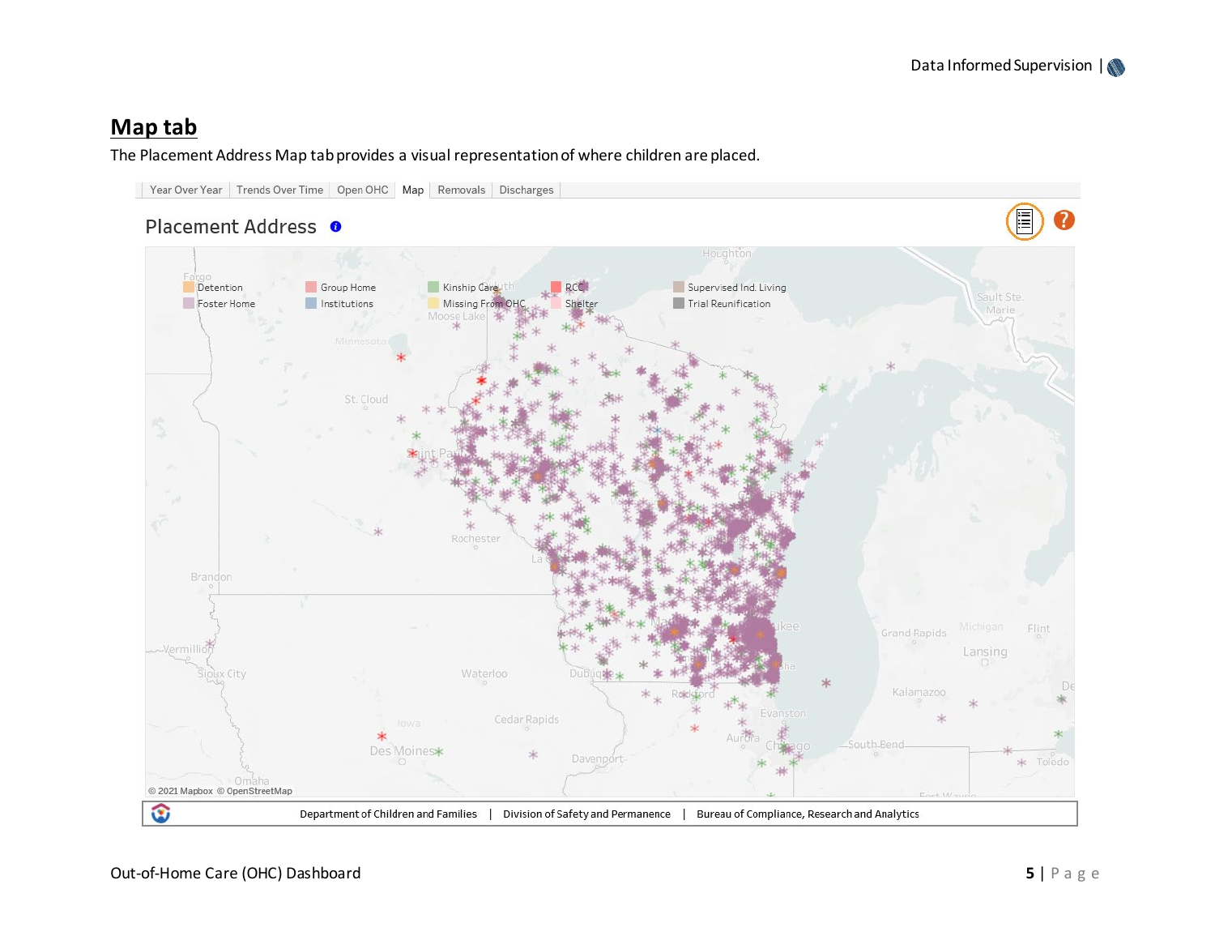## Map tab

The Placement Address Map tab provides a visual representation of where children are placed.

Year Over Year | Trends Over Time | Open OHC | Map | Removals | Discharges

Placement Address

Detention | Group Home | Kinship Care | RCC | Supervised Ind. Living
Foster Home | Institutions | Missing From OHC | Shelter | Trial Reunification

© 2021 Mapbox © OpenStreetMap

Department of Children and Families | Division of Safety and Permanence | Bureau of Compliance, Research and Analytics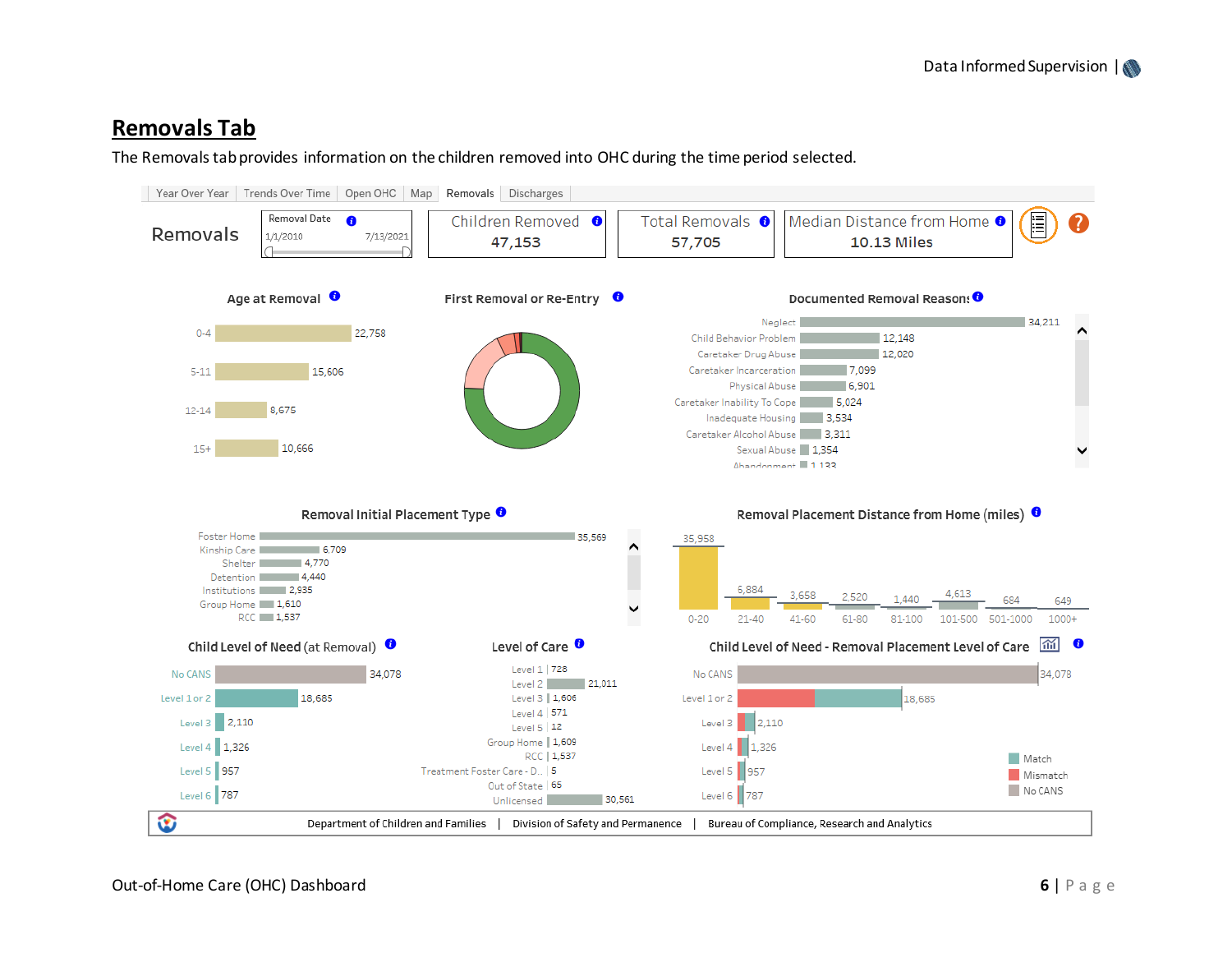## Removals Tab

The Removals tab provides information on the children removed into OHC during the time period selected.

Year Over Year | Trends Over Time | Open OHC | Map | Removals | Discharges

**Removals**

Removal Date: 1/1/2010 – 7/13/2021

| Children Removed | Total Removals | Median Distance from Home |
|---|---|---|
| 47,153 | 57,705 | 10.13 Miles |

**Age at Removal**

| Age | Count |
|---|---|
| 0-4 | 22,758 |
| 5-11 | 15,606 |
| 12-14 | 8,675 |
| 15+ | 10,666 |

**First Removal or Re-Entry**

**Documented Removal Reasons**

| Reason | Count |
|---|---|
| Neglect | 34,211 |
| Child Behavior Problem | 12,148 |
| Caretaker Drug Abuse | 12,020 |
| Caretaker Incarceration | 7,099 |
| Physical Abuse | 6,901 |
| Caretaker Inability To Cope | 5,024 |
| Inadequate Housing | 3,534 |
| Caretaker Alcohol Abuse | 3,311 |
| Sexual Abuse | 1,354 |
| Abandonment | 1,133 |

**Removal Initial Placement Type**

| Placement Type | Count |
|---|---|
| Foster Home | 35,569 |
| Kinship Care | 6,709 |
| Shelter | 4,770 |
| Detention | 4,440 |
| Institutions | 2,935 |
| Group Home | 1,610 |
| RCC | 1,537 |

**Removal Placement Distance from Home (miles)**

| Miles | Count |
|---|---|
| 0-20 | 35,958 |
| 21-40 | 6,884 |
| 41-60 | 3,658 |
| 61-80 | 2,520 |
| 81-100 | 1,440 |
| 101-500 | 4,613 |
| 501-1000 | 684 |
| 1000+ | 649 |

**Child Level of Need (at Removal)**

| Level | Count |
|---|---|
| No CANS | 34,078 |
| Level 1 or 2 | 18,685 |
| Level 3 | 2,110 |
| Level 4 | 1,326 |
| Level 5 | 957 |
| Level 6 | 787 |

**Level of Care**

| Level of Care | Count |
|---|---|
| Level 1 | 728 |
| Level 2 | 21,011 |
| Level 3 | 1,606 |
| Level 4 | 571 |
| Level 5 | 12 |
| Group Home | 1,609 |
| RCC | 1,537 |
| Treatment Foster Care - D.. | 5 |
| Out of State | 65 |
| Unlicensed | 30,561 |

**Child Level of Need - Removal Placement Level of Care**

| Level | Count |
|---|---|
| No CANS | 34,078 |
| Level 1 or 2 | 18,685 |
| Level 3 | 2,110 |
| Level 4 | 1,326 |
| Level 5 | 957 |
| Level 6 | 787 |

Legend: Match, Mismatch, No CANS

Department of Children and Families | Division of Safety and Permanence | Bureau of Compliance, Research and Analytics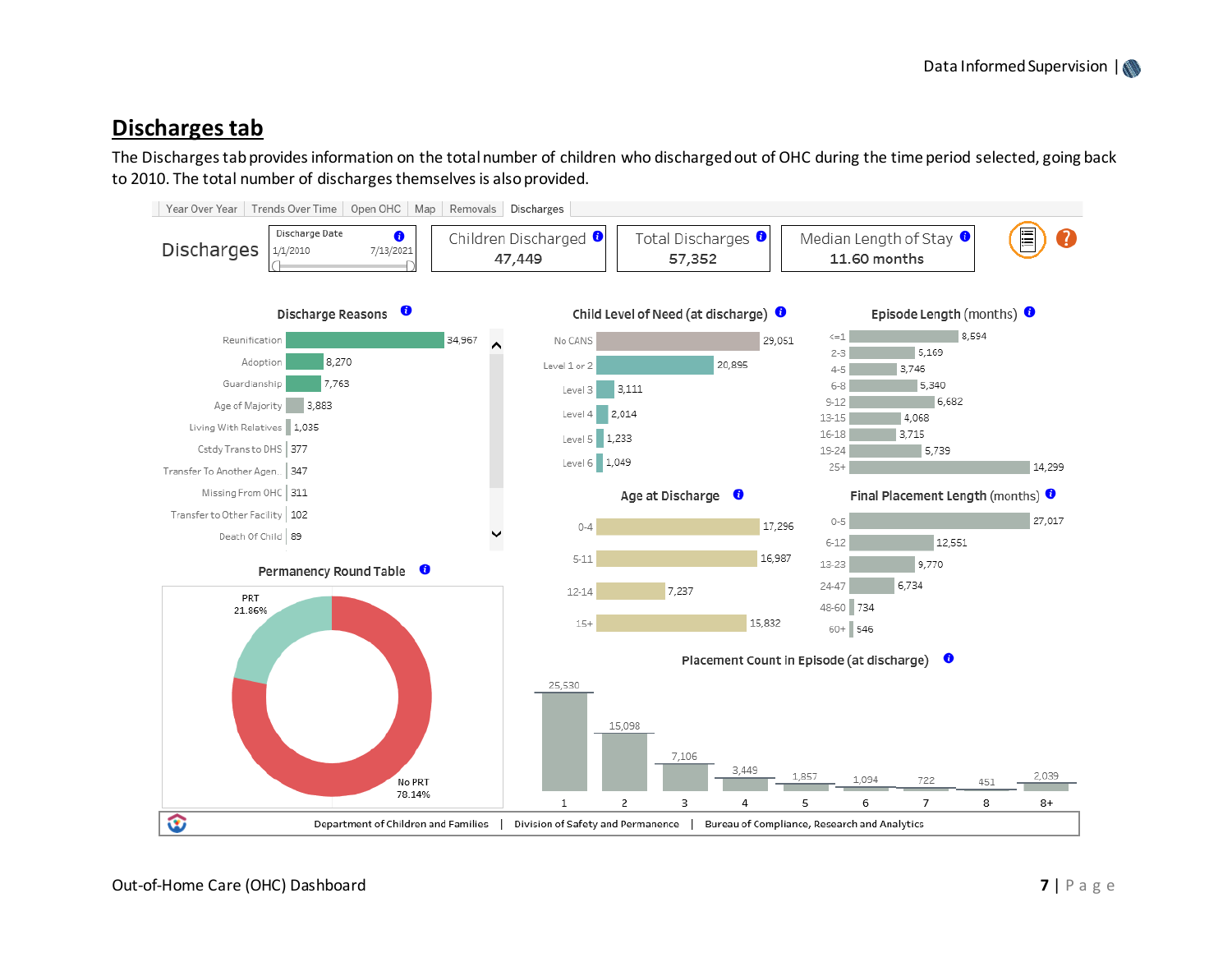## Discharges tab

The Discharges tab provides information on the total number of children who discharged out of OHC during the time period selected, going back to 2010. The total number of discharges themselves is also provided.

Year Over Year | Trends Over Time | Open OHC | Map | Removals | Discharges

Discharges

Discharge Date
1/1/2010 7/13/2021

Children Discharged
47,449

Total Discharges
57,352

Median Length of Stay
11.60 months

Discharge Reasons

Reunification 34,967
Adoption 8,270
Guardianship 7,763
Age of Majority 3,883
Living With Relatives 1,035
Cstdy Trans to DHS 377
Transfer To Another Agen... 347
Missing From OHC 311
Transfer to Other Facility 102
Death Of Child 89

Child Level of Need (at discharge)

No CANS 29,051
Level 1 or 2 20,895
Level 3 3,111
Level 4 2,014
Level 5 1,233
Level 6 1,049

Episode Length (months)

<=1 8,594
2-3 5,169
4-5 3,745
6-8 5,340
9-12 6,682
13-15 4,068
16-18 3,715
19-24 5,739
25+ 14,299

Age at Discharge

0-4 17,296
5-11 16,987
12-14 7,237
15+ 15,832

Final Placement Length (months)

0-5 27,017
6-12 12,551
13-23 9,770
24-47 6,734
48-60 734
60+ 546

Permanency Round Table

PRT 21.86%
No PRT 78.14%

Placement Count in Episode (at discharge)

1: 25,530
2: 15,098
3: 7,106
4: 3,449
5: 1,857
6: 1,094
7: 722
8: 451
8+: 2,039

Department of Children and Families | Division of Safety and Permanence | Bureau of Compliance, Research and Analytics